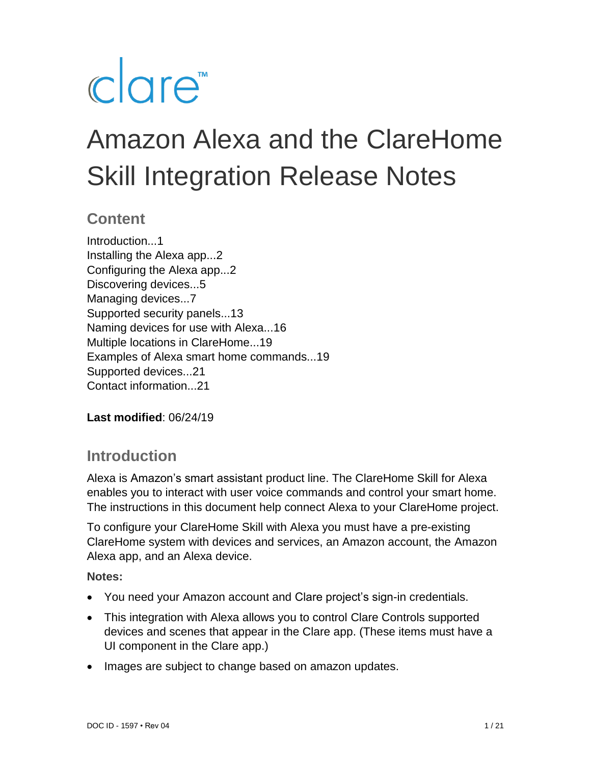clare™

# Amazon Alexa and the ClareHome Skill Integration Release Notes

## Content

Introduction...1
Installing the Alexa app...2
Configuring the Alexa app...2
Discovering devices...5
Managing devices...7
Supported security panels...13
Naming devices for use with Alexa...16
Multiple locations in ClareHome...19
Examples of Alexa smart home commands...19
Supported devices...21
Contact information...21

**Last modified**: 06/24/19

## Introduction

Alexa is Amazon's smart assistant product line. The ClareHome Skill for Alexa enables you to interact with user voice commands and control your smart home. The instructions in this document help connect Alexa to your ClareHome project.

To configure your ClareHome Skill with Alexa you must have a pre-existing ClareHome system with devices and services, an Amazon account, the Amazon Alexa app, and an Alexa device.

**Notes:**

- You need your Amazon account and Clare project's sign-in credentials.
- This integration with Alexa allows you to control Clare Controls supported devices and scenes that appear in the Clare app. (These items must have a UI component in the Clare app.)
- Images are subject to change based on amazon updates.

DOC ID - 1597 • Rev 04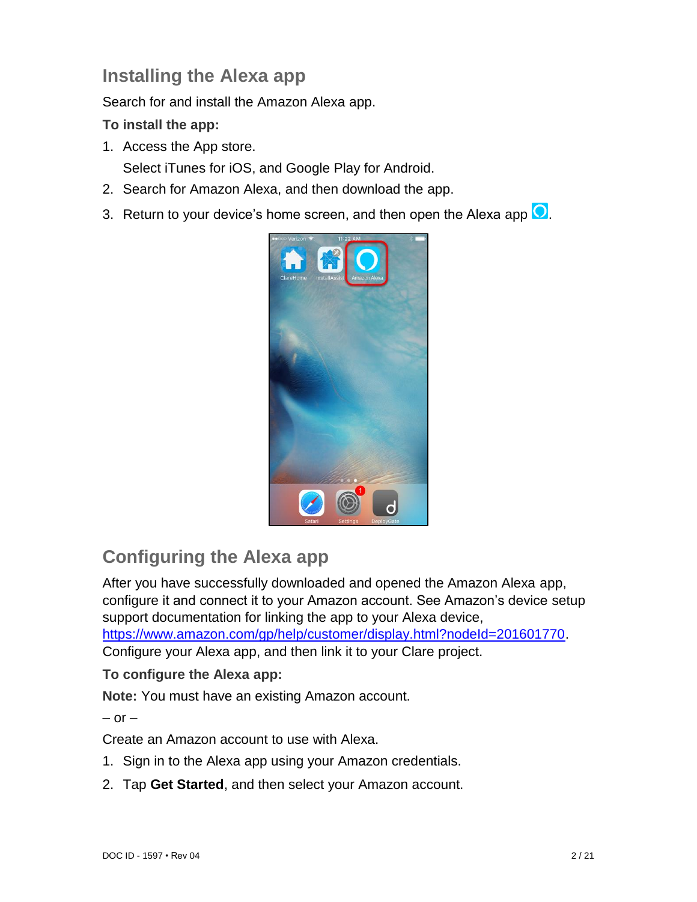## Installing the Alexa app

Search for and install the Amazon Alexa app.

**To install the app:**

1. Access the App store.

   Select iTunes for iOS, and Google Play for Android.

2. Search for Amazon Alexa, and then download the app.
3. Return to your device's home screen, and then open the Alexa app .

## Configuring the Alexa app

After you have successfully downloaded and opened the Amazon Alexa app, configure it and connect it to your Amazon account. See Amazon's device setup support documentation for linking the app to your Alexa device, [https://www.amazon.com/gp/help/customer/display.html?nodeId=201601770](https://www.amazon.com/gp/help/customer/display.html?nodeId=201601770). Configure your Alexa app, and then link it to your Clare project.

**To configure the Alexa app:**

**Note:** You must have an existing Amazon account.

– or –

Create an Amazon account to use with Alexa.

1. Sign in to the Alexa app using your Amazon credentials.
2. Tap **Get Started**, and then select your Amazon account.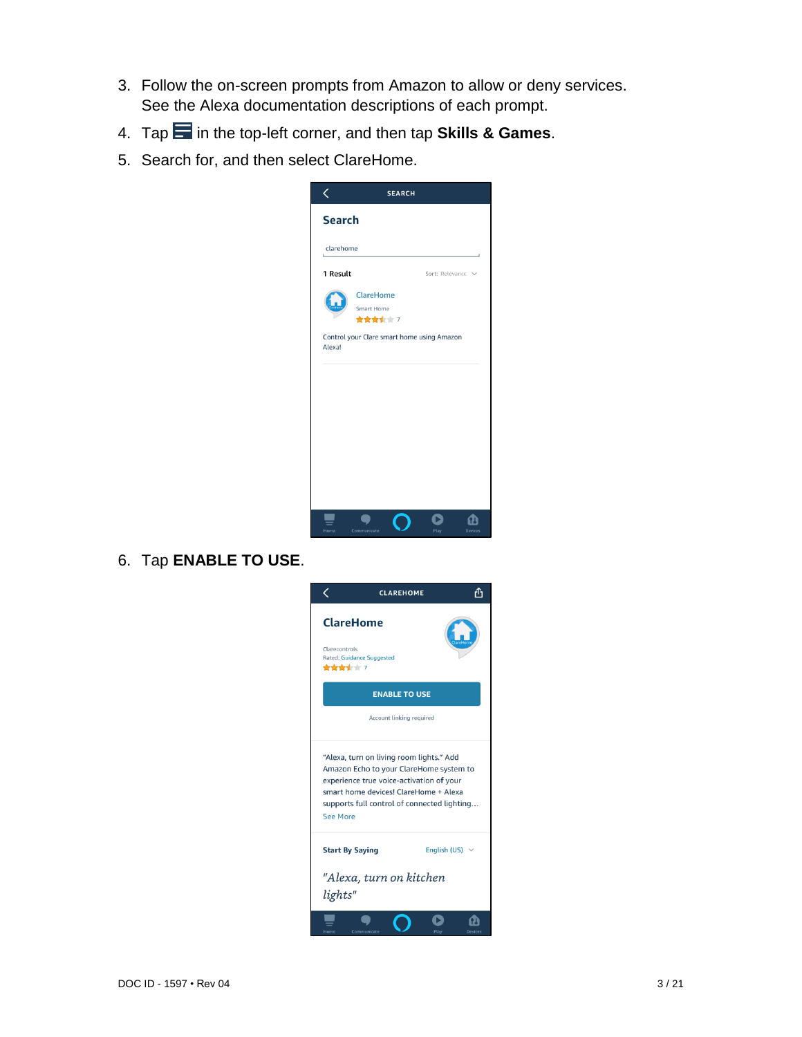3. Follow the on-screen prompts from Amazon to allow or deny services. See the Alexa documentation descriptions of each prompt.
4. Tap ☰ in the top-left corner, and then tap **Skills & Games**.
5. Search for, and then select ClareHome.
6. Tap **ENABLE TO USE**.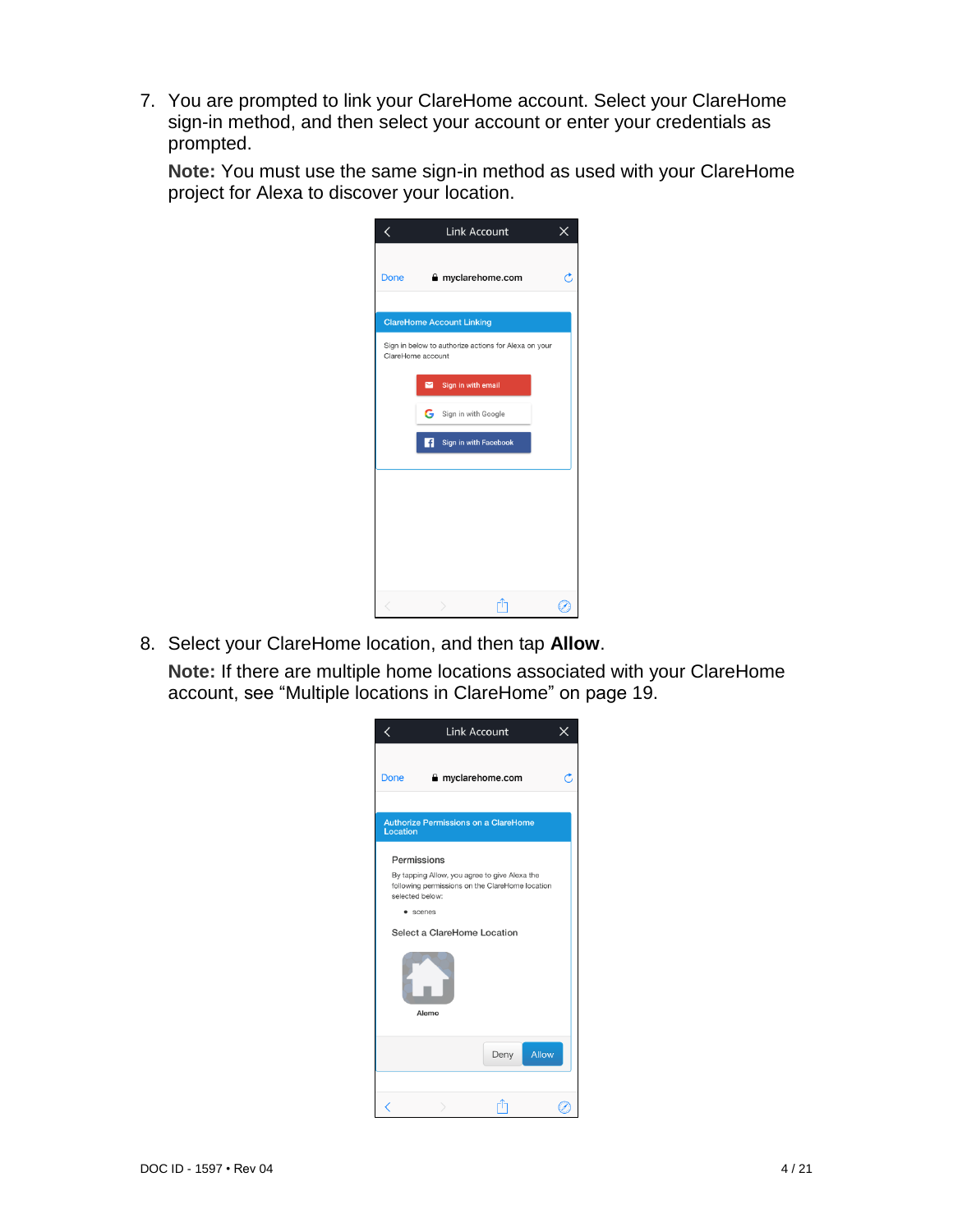7. You are prompted to link your ClareHome account. Select your ClareHome sign-in method, and then select your account or enter your credentials as prompted.

   **Note:** You must use the same sign-in method as used with your ClareHome project for Alexa to discover your location.

8. Select your ClareHome location, and then tap **Allow**.

   **Note:** If there are multiple home locations associated with your ClareHome account, see “Multiple locations in ClareHome” on page 19.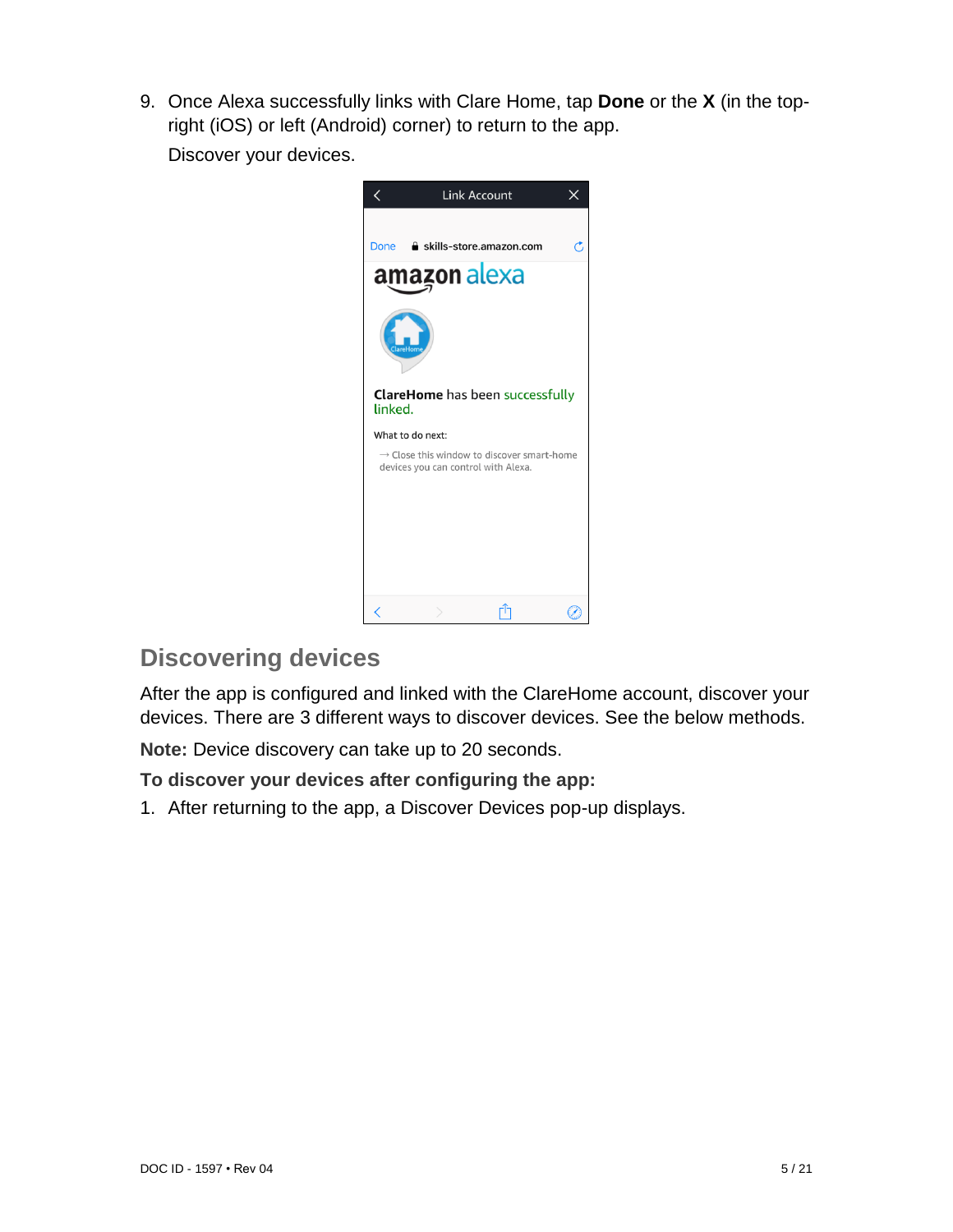9. Once Alexa successfully links with Clare Home, tap **Done** or the **X** (in the top-right (iOS) or left (Android) corner) to return to the app.

   Discover your devices.

## Discovering devices

After the app is configured and linked with the ClareHome account, discover your devices. There are 3 different ways to discover devices. See the below methods.

**Note:** Device discovery can take up to 20 seconds.

**To discover your devices after configuring the app:**

1. After returning to the app, a Discover Devices pop-up displays.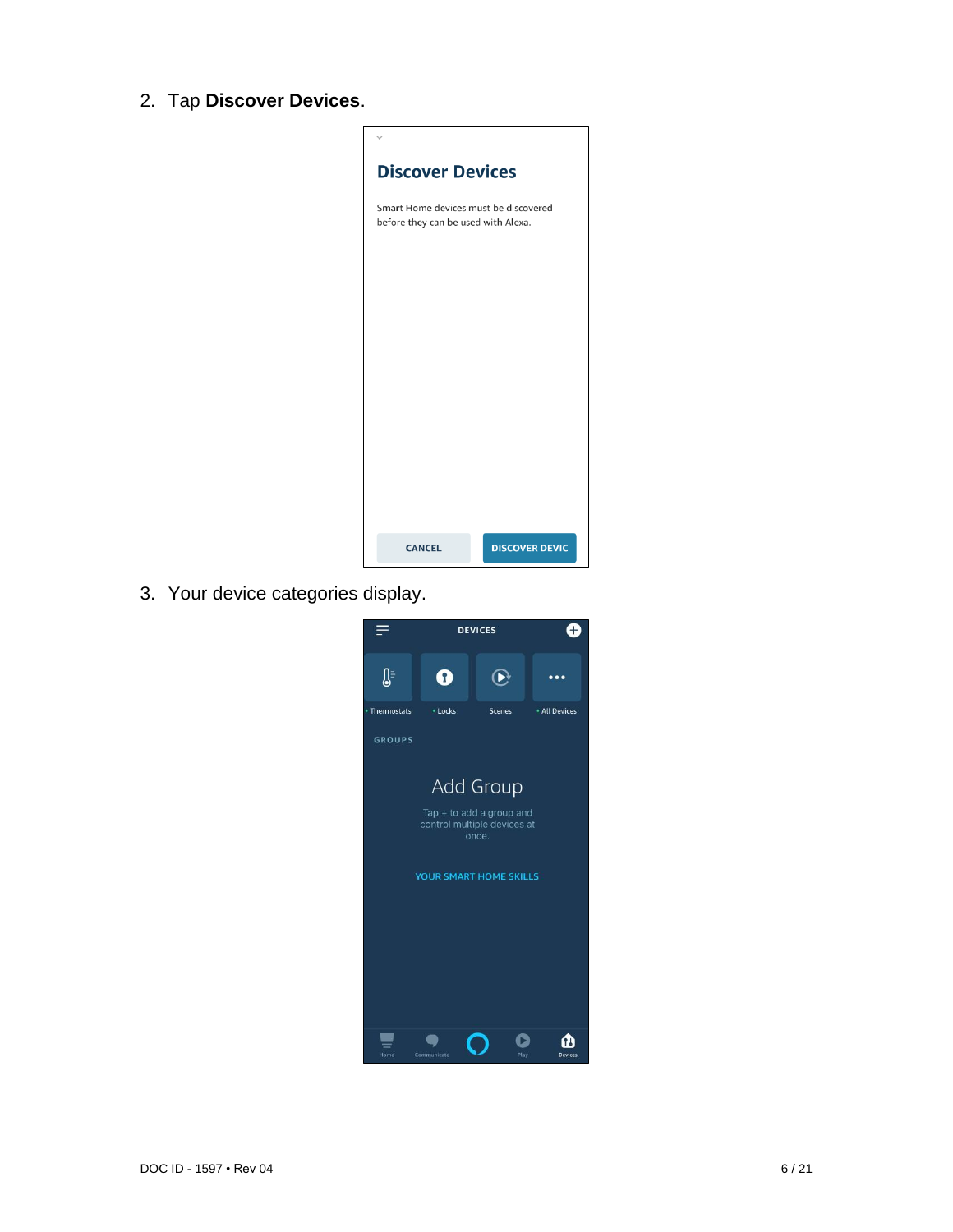2. Tap **Discover Devices**.

3. Your device categories display.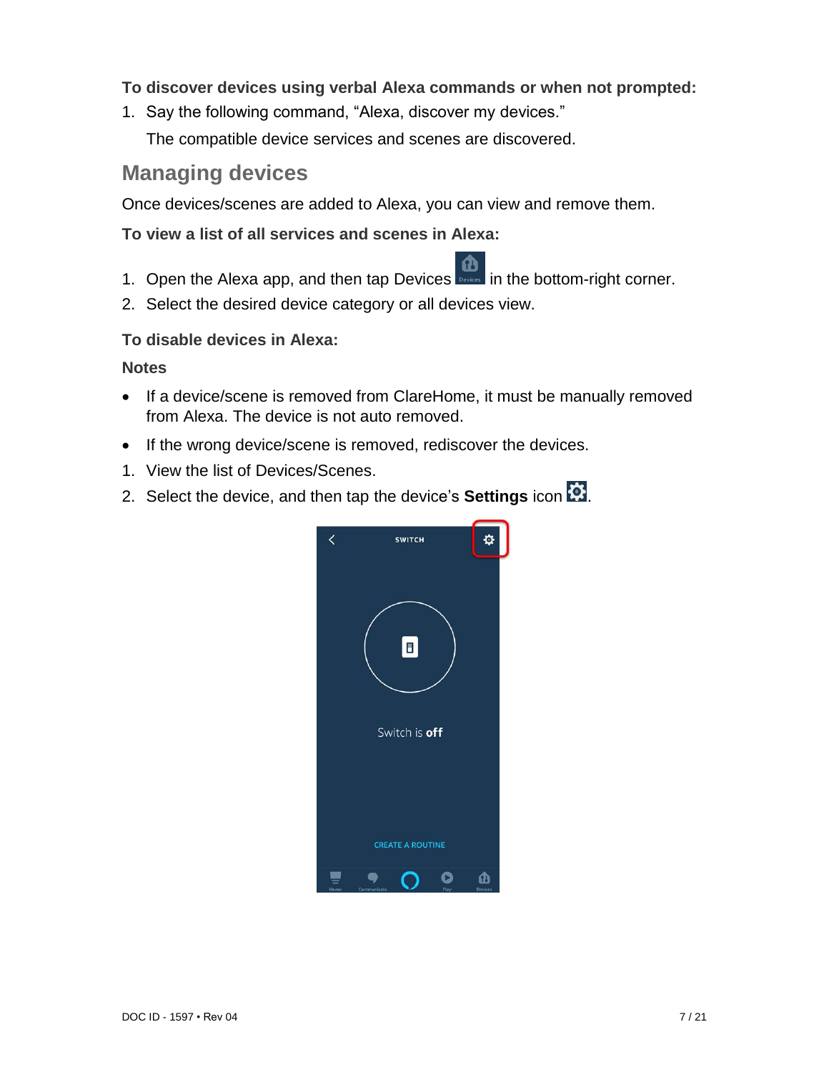**To discover devices using verbal Alexa commands or when not prompted:**

1. Say the following command, “Alexa, discover my devices.”

   The compatible device services and scenes are discovered.

## Managing devices

Once devices/scenes are added to Alexa, you can view and remove them.

**To view a list of all services and scenes in Alexa:**

1. Open the Alexa app, and then tap Devices in the bottom-right corner.
2. Select the desired device category or all devices view.

**To disable devices in Alexa:**

**Notes**

- If a device/scene is removed from ClareHome, it must be manually removed from Alexa. The device is not auto removed.
- If the wrong device/scene is removed, rediscover the devices.

1. View the list of Devices/Scenes.
2. Select the device, and then tap the device’s **Settings** icon.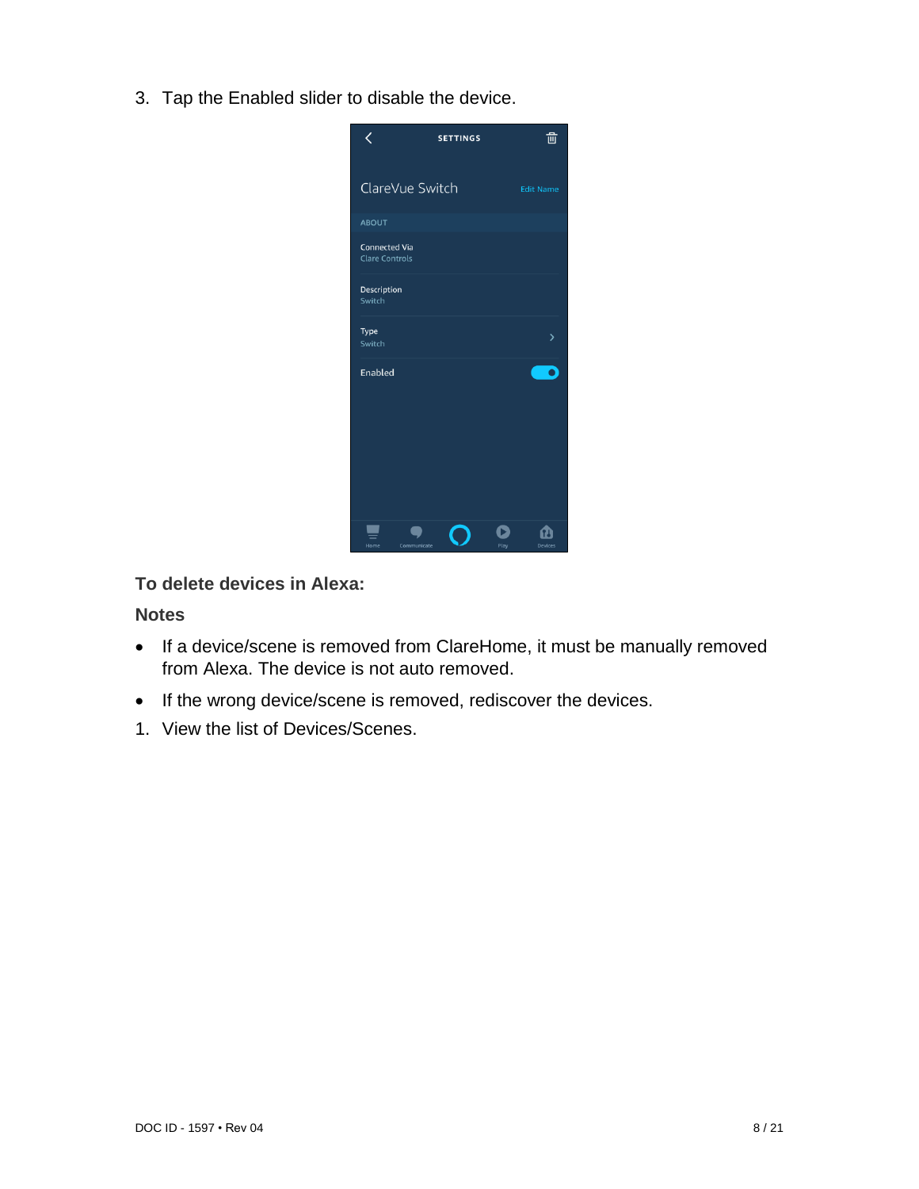3. Tap the Enabled slider to disable the device.

### To delete devices in Alexa:

### Notes

- If a device/scene is removed from ClareHome, it must be manually removed from Alexa. The device is not auto removed.
- If the wrong device/scene is removed, rediscover the devices.

1. View the list of Devices/Scenes.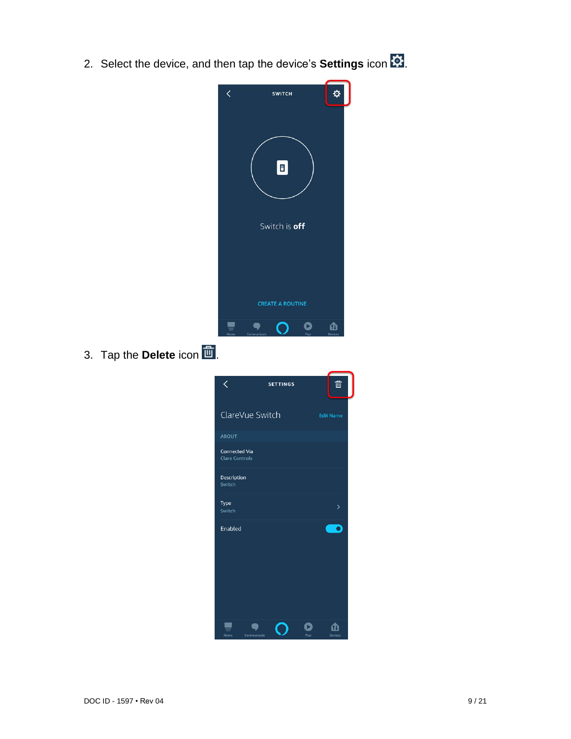2. Select the device, and then tap the device's **Settings** icon.

3. Tap the **Delete** icon.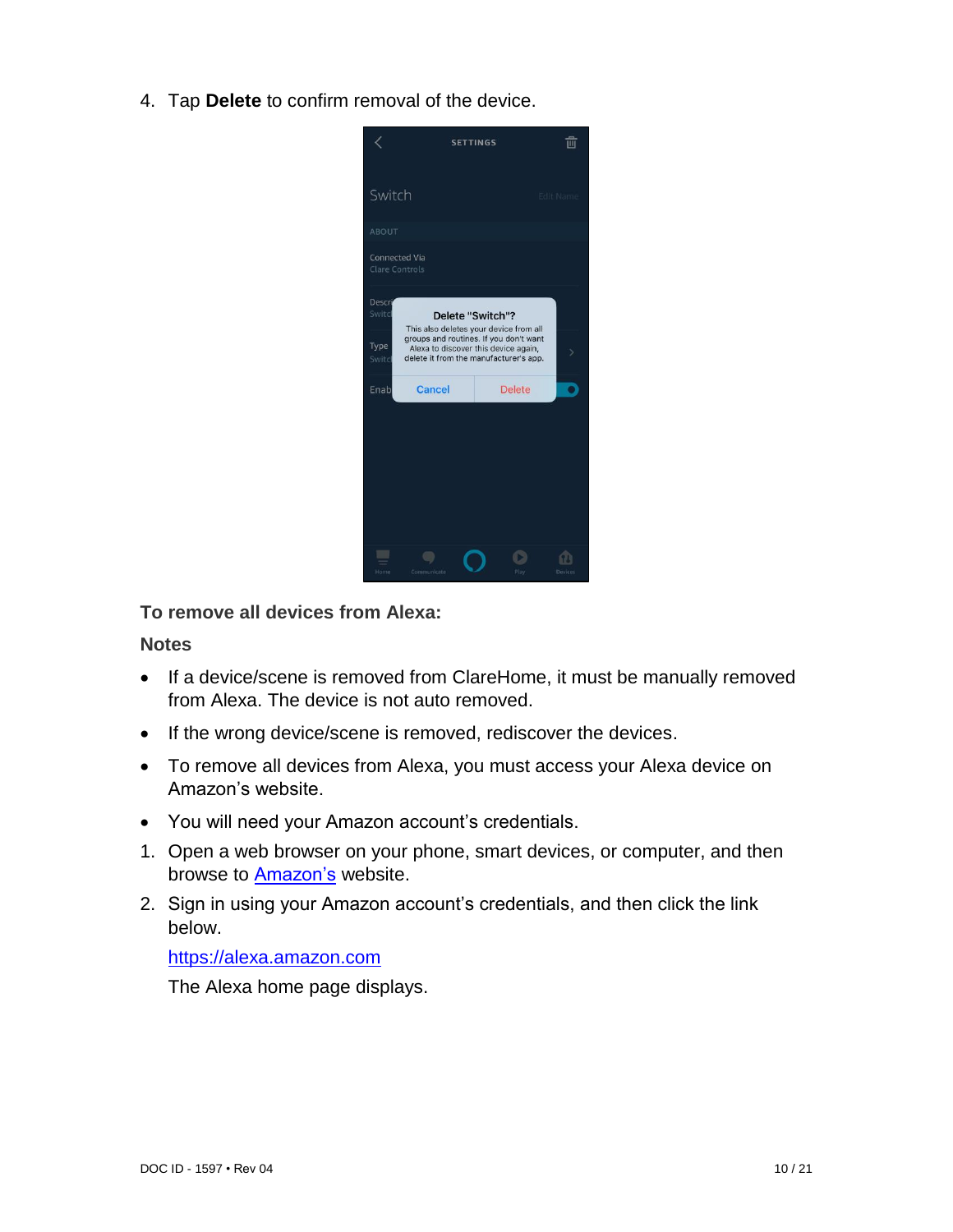4. Tap **Delete** to confirm removal of the device.

**To remove all devices from Alexa:**

**Notes**

- If a device/scene is removed from ClareHome, it must be manually removed from Alexa. The device is not auto removed.
- If the wrong device/scene is removed, rediscover the devices.
- To remove all devices from Alexa, you must access your Alexa device on Amazon's website.
- You will need your Amazon account's credentials.

1. Open a web browser on your phone, smart devices, or computer, and then browse to [Amazon's](https://www.amazon.com) website.
2. Sign in using your Amazon account's credentials, and then click the link below.

   [https://alexa.amazon.com](https://alexa.amazon.com)

   The Alexa home page displays.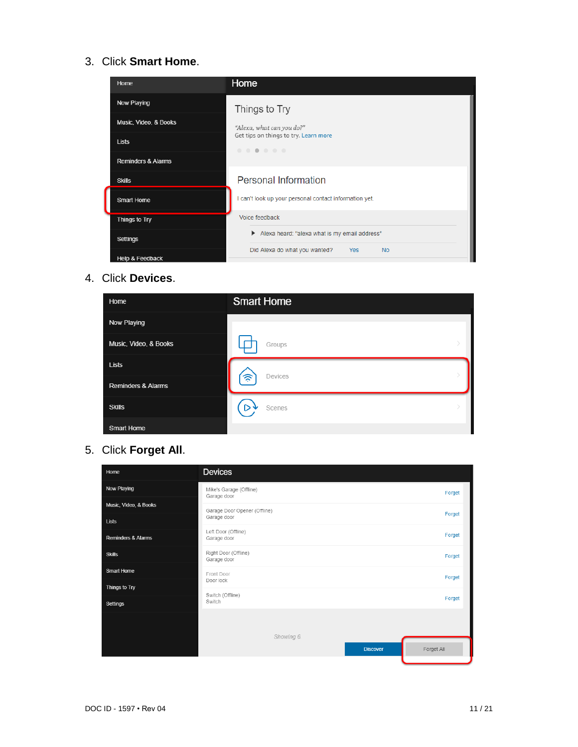3. Click **Smart Home**.

4. Click **Devices**.

5. Click **Forget All**.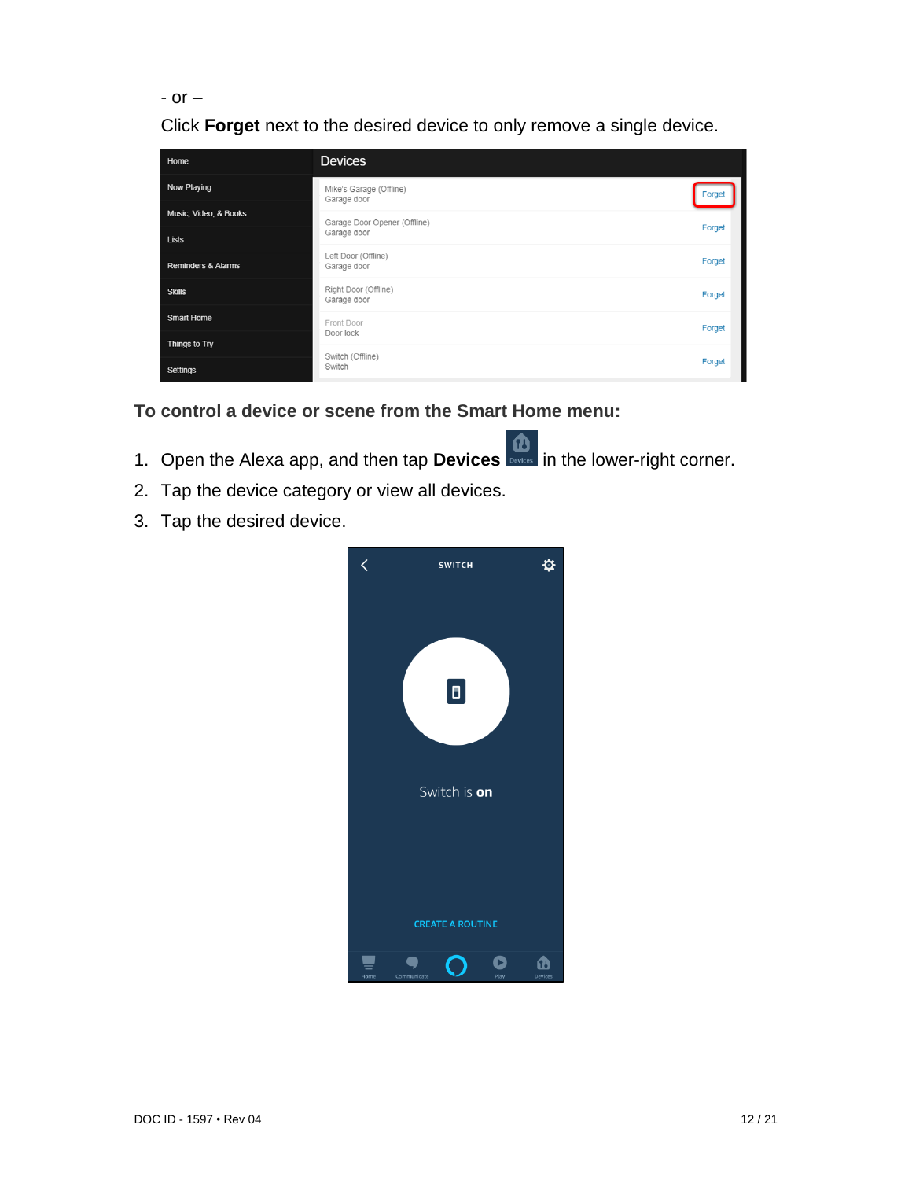- or –

Click **Forget** next to the desired device to only remove a single device.

**To control a device or scene from the Smart Home menu:**

1. Open the Alexa app, and then tap **Devices** in the lower-right corner.
2. Tap the device category or view all devices.
3. Tap the desired device.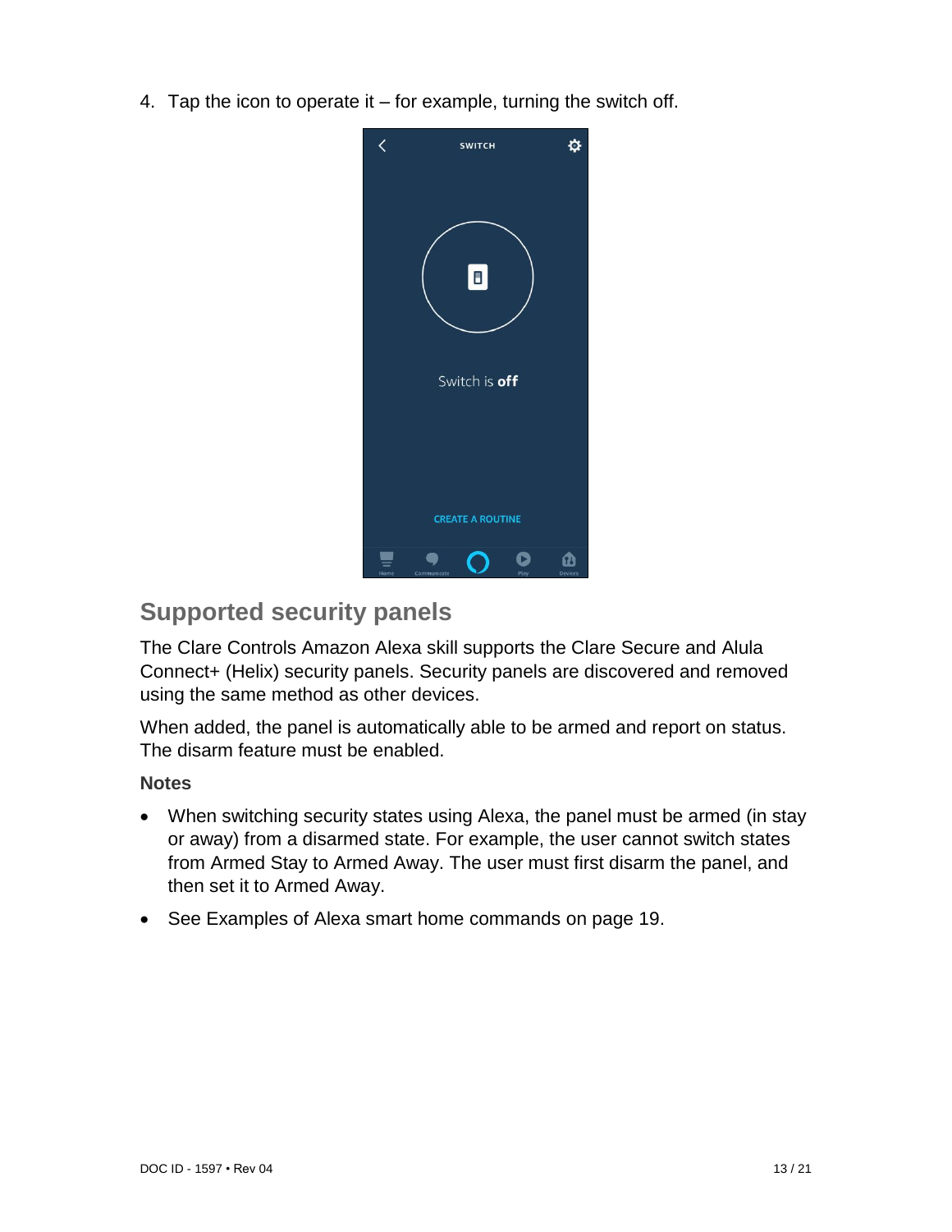4. Tap the icon to operate it – for example, turning the switch off.

## Supported security panels

The Clare Controls Amazon Alexa skill supports the Clare Secure and Alula Connect+ (Helix) security panels. Security panels are discovered and removed using the same method as other devices.

When added, the panel is automatically able to be armed and report on status. The disarm feature must be enabled.

**Notes**

- When switching security states using Alexa, the panel must be armed (in stay or away) from a disarmed state. For example, the user cannot switch states from Armed Stay to Armed Away. The user must first disarm the panel, and then set it to Armed Away.
- See Examples of Alexa smart home commands on page 19.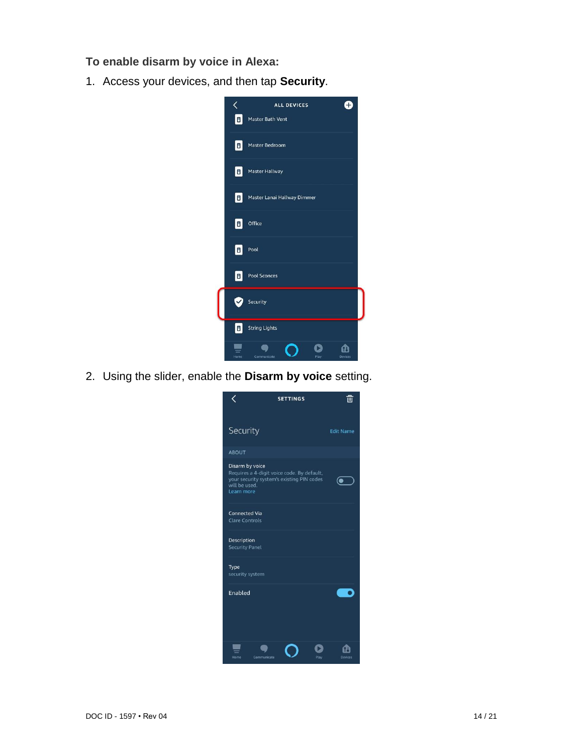**To enable disarm by voice in Alexa:**

1. Access your devices, and then tap **Security**.

2. Using the slider, enable the **Disarm by voice** setting.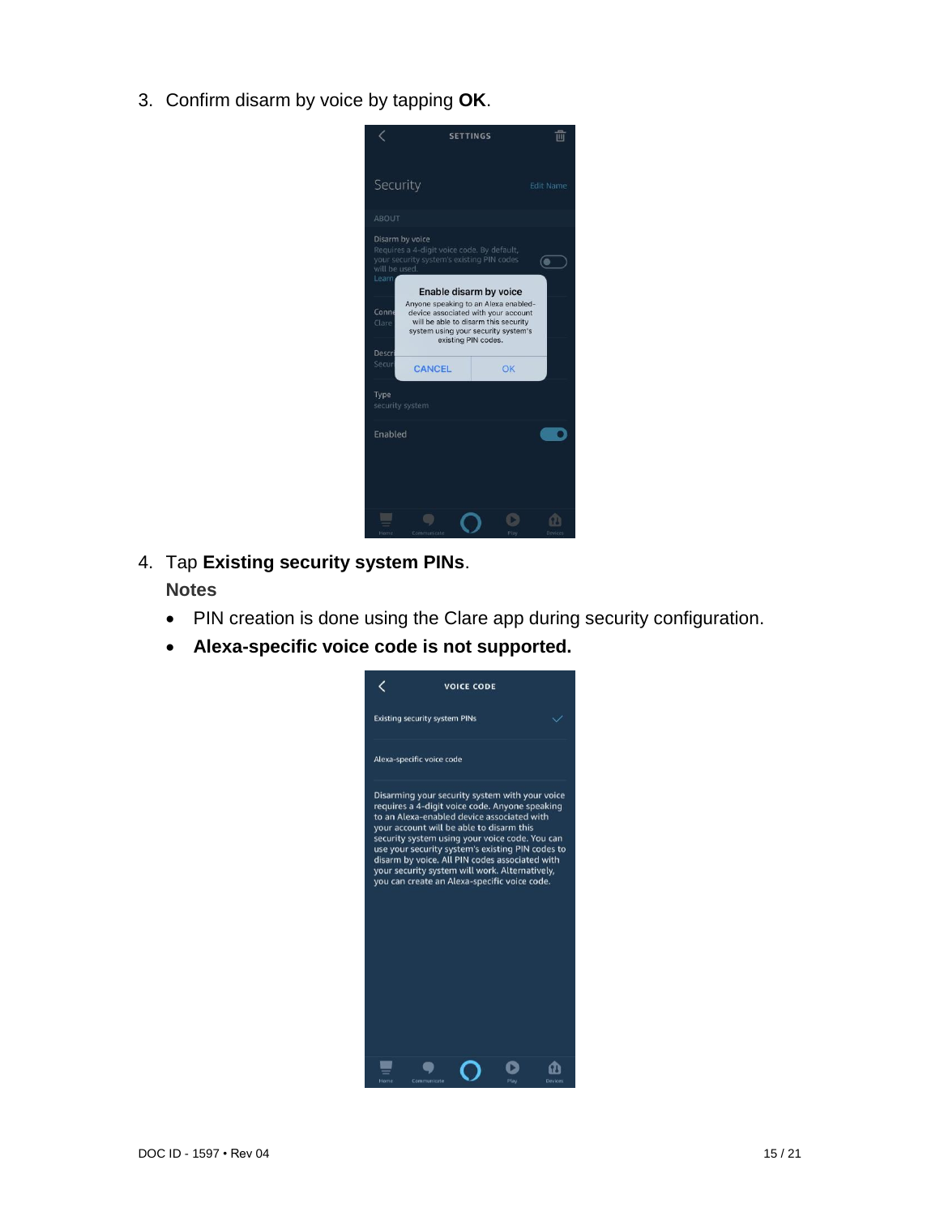3. Confirm disarm by voice by tapping **OK**.

4. Tap **Existing security system PINs**.

   **Notes**

   - PIN creation is done using the Clare app during security configuration.
   - **Alexa-specific voice code is not supported.**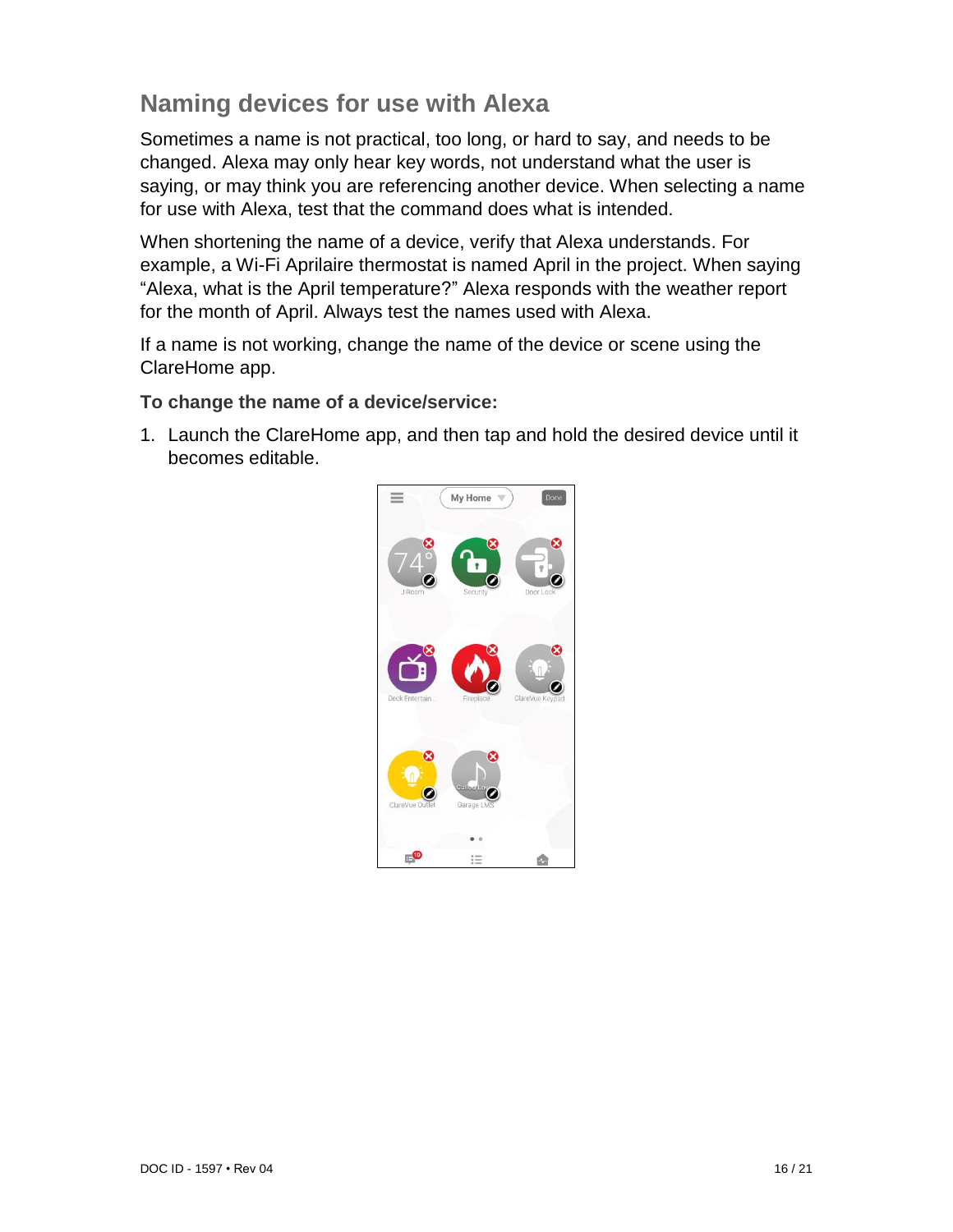## Naming devices for use with Alexa

Sometimes a name is not practical, too long, or hard to say, and needs to be changed. Alexa may only hear key words, not understand what the user is saying, or may think you are referencing another device. When selecting a name for use with Alexa, test that the command does what is intended.

When shortening the name of a device, verify that Alexa understands. For example, a Wi-Fi Aprilaire thermostat is named April in the project. When saying "Alexa, what is the April temperature?" Alexa responds with the weather report for the month of April. Always test the names used with Alexa.

If a name is not working, change the name of the device or scene using the ClareHome app.

**To change the name of a device/service:**

1. Launch the ClareHome app, and then tap and hold the desired device until it becomes editable.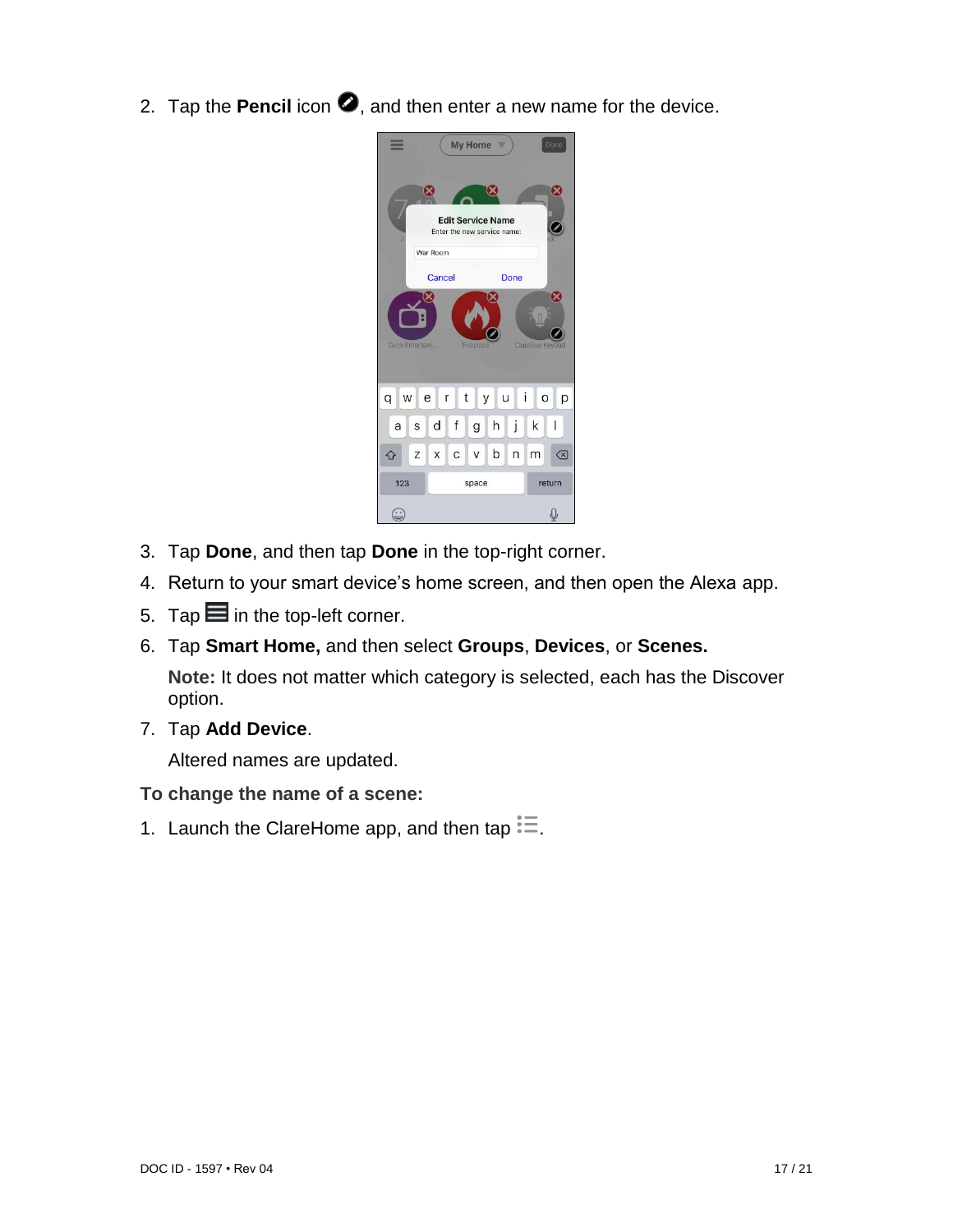2. Tap the **Pencil** icon, and then enter a new name for the device.

3. Tap **Done**, and then tap **Done** in the top-right corner.
4. Return to your smart device's home screen, and then open the Alexa app.
5. Tap in the top-left corner.
6. Tap **Smart Home,** and then select **Groups**, **Devices**, or **Scenes.**

   **Note:** It does not matter which category is selected, each has the Discover option.
7. Tap **Add Device**.

   Altered names are updated.

**To change the name of a scene:**

1. Launch the ClareHome app, and then tap .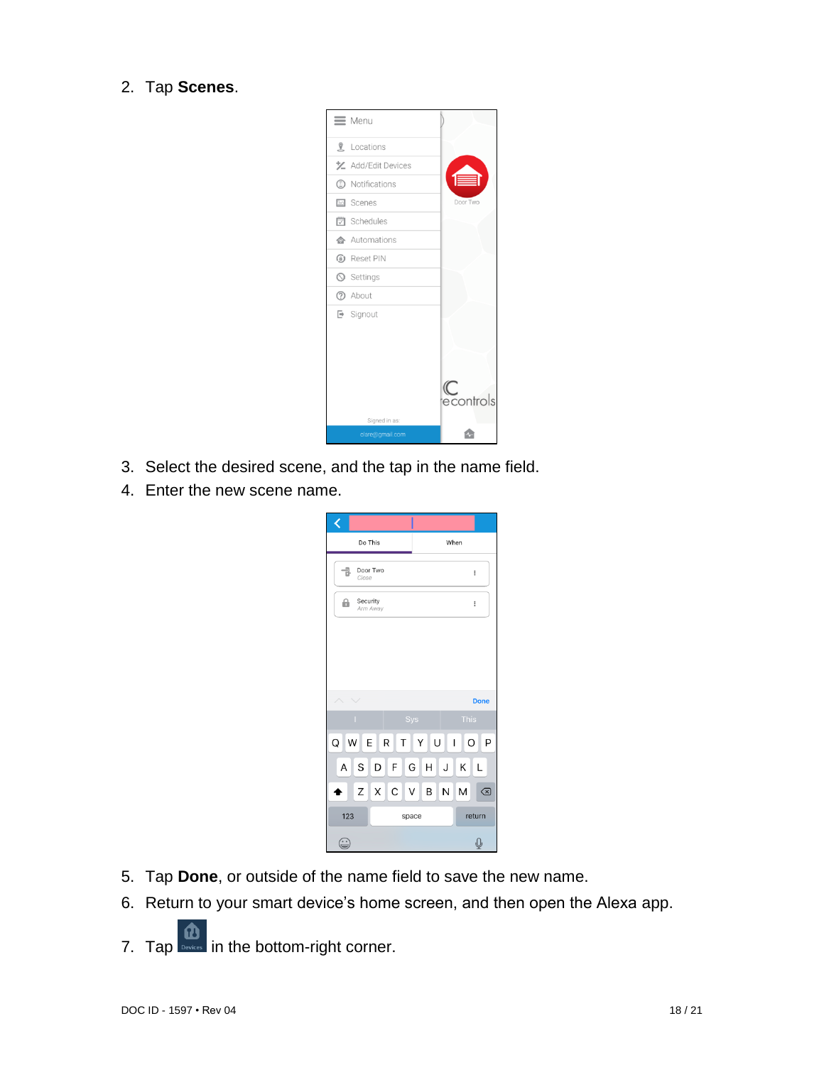2. Tap **Scenes**.

3. Select the desired scene, and the tap in the name field.
4. Enter the new scene name.

5. Tap **Done**, or outside of the name field to save the new name.
6. Return to your smart device's home screen, and then open the Alexa app.
7. Tap in the bottom-right corner.

DOC ID - 1597 • Rev 04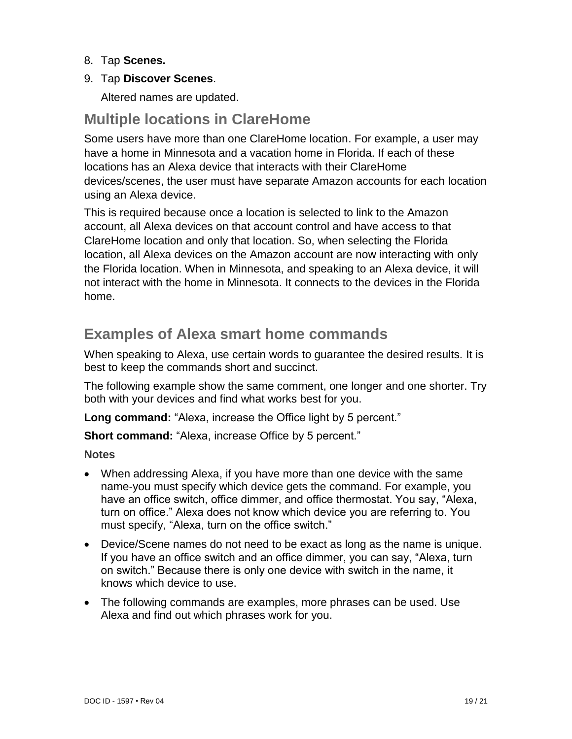8. Tap **Scenes.**
9. Tap **Discover Scenes**.

   Altered names are updated.

## Multiple locations in ClareHome

Some users have more than one ClareHome location. For example, a user may have a home in Minnesota and a vacation home in Florida. If each of these locations has an Alexa device that interacts with their ClareHome devices/scenes, the user must have separate Amazon accounts for each location using an Alexa device.

This is required because once a location is selected to link to the Amazon account, all Alexa devices on that account control and have access to that ClareHome location and only that location. So, when selecting the Florida location, all Alexa devices on the Amazon account are now interacting with only the Florida location. When in Minnesota, and speaking to an Alexa device, it will not interact with the home in Minnesota. It connects to the devices in the Florida home.

## Examples of Alexa smart home commands

When speaking to Alexa, use certain words to guarantee the desired results. It is best to keep the commands short and succinct.

The following example show the same comment, one longer and one shorter. Try both with your devices and find what works best for you.

**Long command:** “Alexa, increase the Office light by 5 percent.”

**Short command:** “Alexa, increase Office by 5 percent.”

**Notes**

- When addressing Alexa, if you have more than one device with the same name-you must specify which device gets the command. For example, you have an office switch, office dimmer, and office thermostat. You say, “Alexa, turn on office.” Alexa does not know which device you are referring to. You must specify, “Alexa, turn on the office switch.”
- Device/Scene names do not need to be exact as long as the name is unique. If you have an office switch and an office dimmer, you can say, “Alexa, turn on switch.” Because there is only one device with switch in the name, it knows which device to use.
- The following commands are examples, more phrases can be used. Use Alexa and find out which phrases work for you.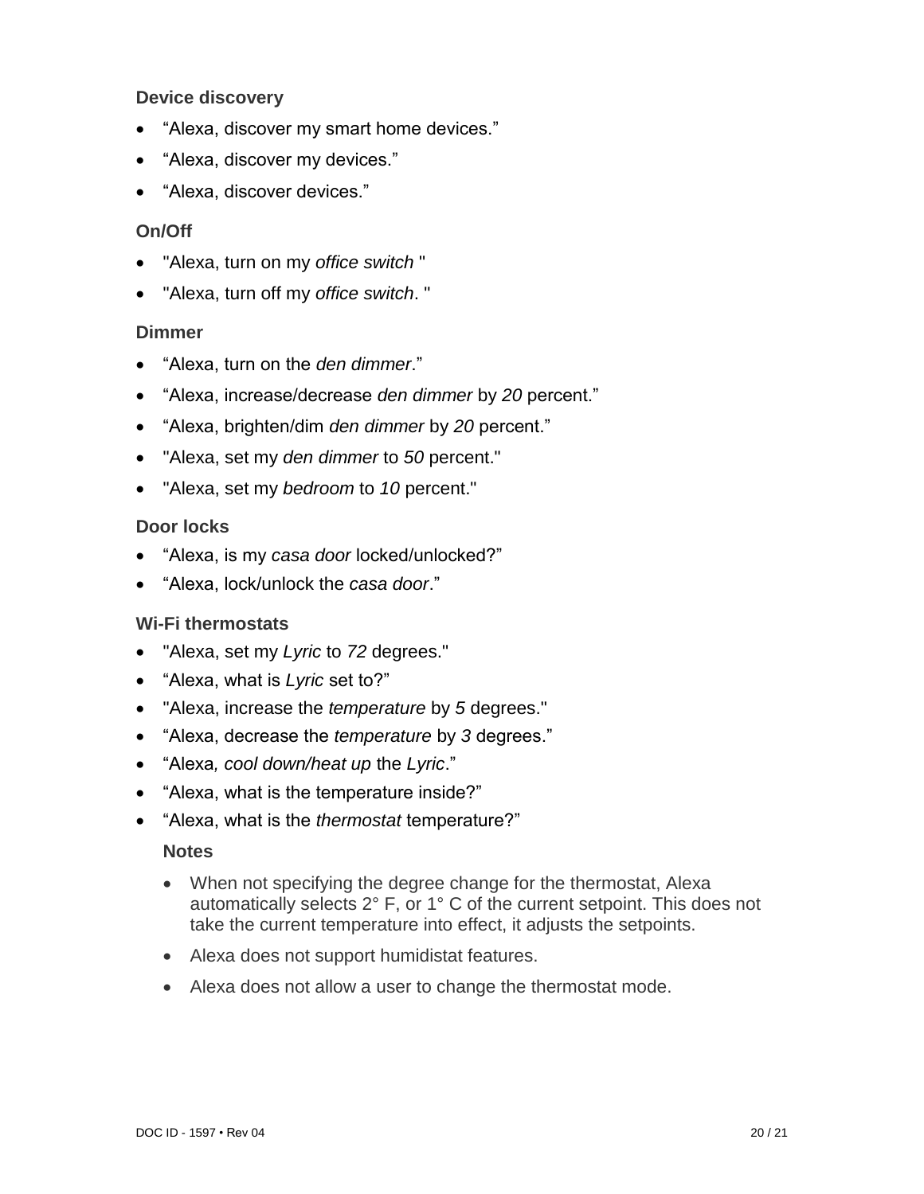### Device discovery

- “Alexa, discover my smart home devices.”
- “Alexa, discover my devices.”
- “Alexa, discover devices.”

### On/Off

- "Alexa, turn on my *office switch* "
- "Alexa, turn off my *office switch*. "

### Dimmer

- “Alexa, turn on the *den dimmer*.”
- “Alexa, increase/decrease *den dimmer* by *20* percent.”
- “Alexa, brighten/dim *den dimmer* by *20* percent.”
- "Alexa, set my *den dimmer* to *50* percent."
- "Alexa, set my *bedroom* to *10* percent."

### Door locks

- “Alexa, is my *casa door* locked/unlocked?”
- “Alexa, lock/unlock the *casa door*.”

### Wi-Fi thermostats

- "Alexa, set my *Lyric* to *72* degrees."
- “Alexa, what is *Lyric* set to?”
- "Alexa, increase the *temperature* by *5* degrees."
- “Alexa, decrease the *temperature* by *3* degrees.”
- “Alexa*, cool down/heat up* the *Lyric*.”
- “Alexa, what is the temperature inside?”
- “Alexa, what is the *thermostat* temperature?”

**Notes**

- When not specifying the degree change for the thermostat, Alexa automatically selects 2° F, or 1° C of the current setpoint. This does not take the current temperature into effect, it adjusts the setpoints.
- Alexa does not support humidistat features.
- Alexa does not allow a user to change the thermostat mode.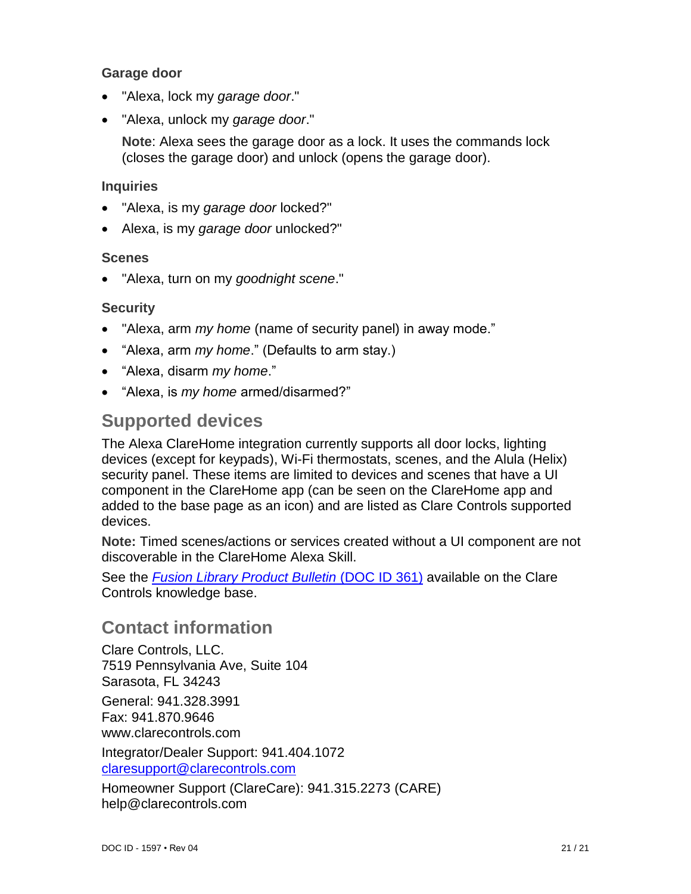### Garage door

- "Alexa, lock my *garage door*."
- "Alexa, unlock my *garage door*."

  **Note**: Alexa sees the garage door as a lock. It uses the commands lock (closes the garage door) and unlock (opens the garage door).

### Inquiries

- "Alexa, is my *garage door* locked?"
- Alexa, is my *garage door* unlocked?"

### Scenes

- "Alexa, turn on my *goodnight scene*."

### Security

- "Alexa, arm *my home* (name of security panel) in away mode."
- "Alexa, arm *my home*." (Defaults to arm stay.)
- "Alexa, disarm *my home*."
- "Alexa, is *my home* armed/disarmed?"

## Supported devices

The Alexa ClareHome integration currently supports all door locks, lighting devices (except for keypads), Wi-Fi thermostats, scenes, and the Alula (Helix) security panel. These items are limited to devices and scenes that have a UI component in the ClareHome app (can be seen on the ClareHome app and added to the base page as an icon) and are listed as Clare Controls supported devices.

**Note:** Timed scenes/actions or services created without a UI component are not discoverable in the ClareHome Alexa Skill.

See the *Fusion Library Product Bulletin* (DOC ID 361) available on the Clare Controls knowledge base.

## Contact information

Clare Controls, LLC.
7519 Pennsylvania Ave, Suite 104
Sarasota, FL 34243

General: 941.328.3991
Fax: 941.870.9646
www.clarecontrols.com

Integrator/Dealer Support: 941.404.1072
claresupport@clarecontrols.com

Homeowner Support (ClareCare): 941.315.2273 (CARE)
help@clarecontrols.com